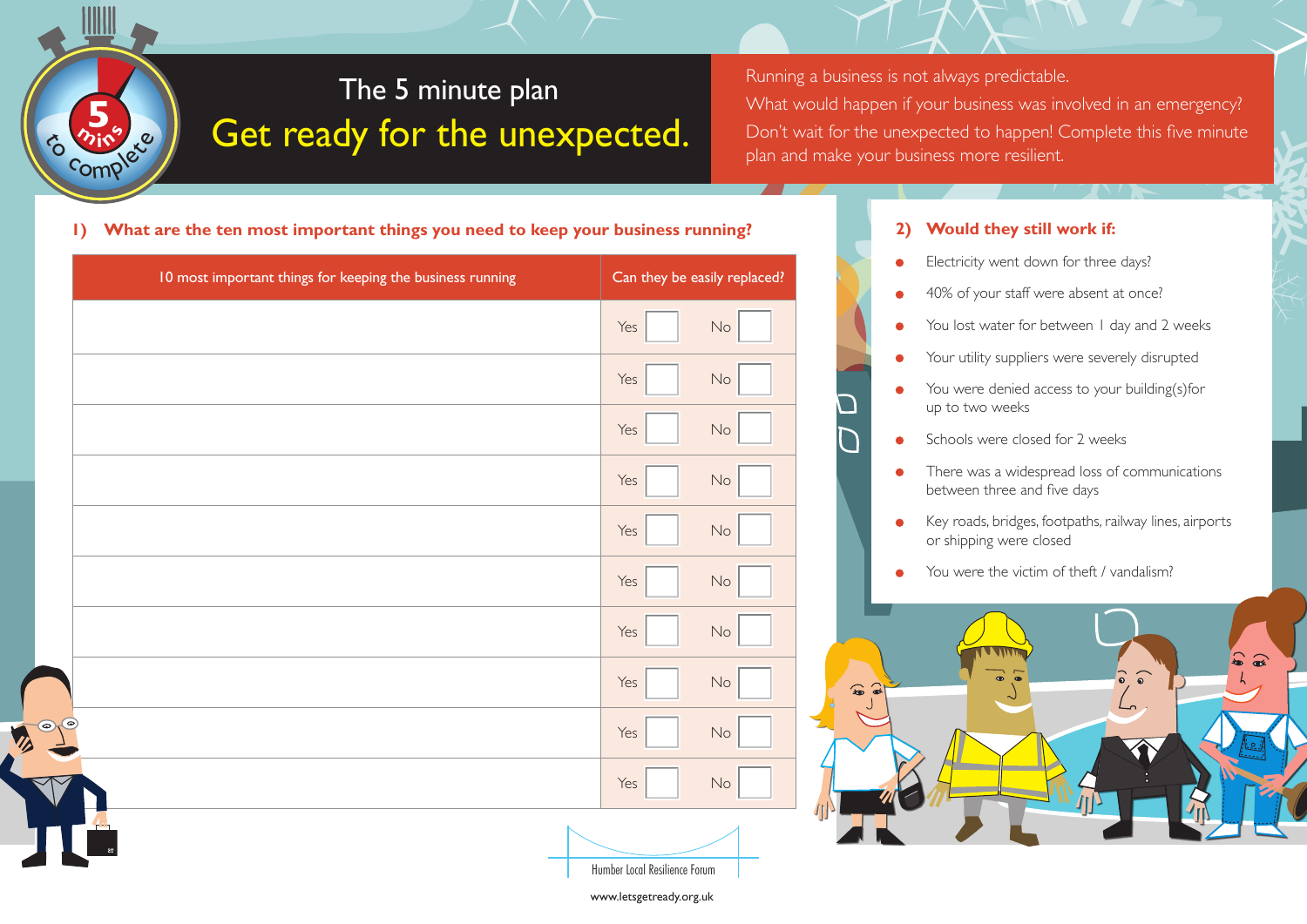# The 5 minute plan

## Get ready for the unexpected.

Running a business is not always predictable.
What would happen if your business was involved in an emergency?
Don't wait for the unexpected to happen! Complete this five minute plan and make your business more resilient.

### 1) What are the ten most important things you need to keep your business running?

| 10 most important things for keeping the business running | Can they be easily replaced? |
|---|---|
| | Yes ☐ No ☐ |
| | Yes ☐ No ☐ |
| | Yes ☐ No ☐ |
| | Yes ☐ No ☐ |
| | Yes ☐ No ☐ |
| | Yes ☐ No ☐ |
| | Yes ☐ No ☐ |
| | Yes ☐ No ☐ |
| | Yes ☐ No ☐ |
| | Yes ☐ No ☐ |

### 2) Would they still work if:

- Electricity went down for three days?
- 40% of your staff were absent at once?
- You lost water for between 1 day and 2 weeks
- Your utility suppliers were severely disrupted
- You were denied access to your building(s)for up to two weeks
- Schools were closed for 2 weeks
- There was a widespread loss of communications between three and five days
- Key roads, bridges, footpaths, railway lines, airports or shipping were closed
- You were the victim of theft / vandalism?

Humber Local Resilience Forum

www.letsgetready.org.uk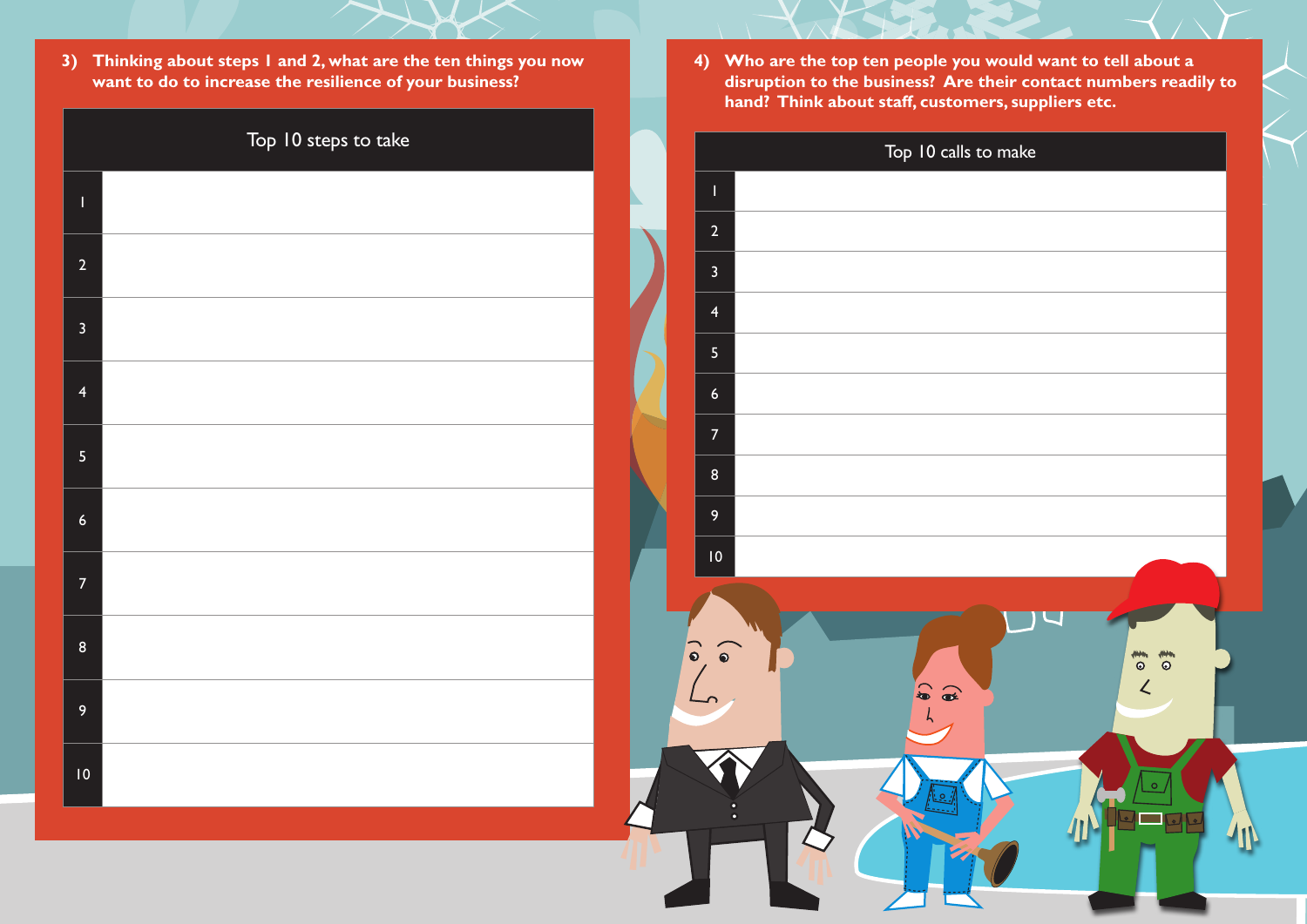**3) Thinking about steps 1 and 2, what are the ten things you now want to do to increase the resilience of your business?**

| | Top 10 steps to take |
|---|---|
| 1 | |
| 2 | |
| 3 | |
| 4 | |
| 5 | |
| 6 | |
| 7 | |
| 8 | |
| 9 | |
| 10 | |

**4) Who are the top ten people you would want to tell about a disruption to the business? Are their contact numbers readily to hand? Think about staff, customers, suppliers etc.**

| | Top 10 calls to make |
|---|---|
| 1 | |
| 2 | |
| 3 | |
| 4 | |
| 5 | |
| 6 | |
| 7 | |
| 8 | |
| 9 | |
| 10 | |